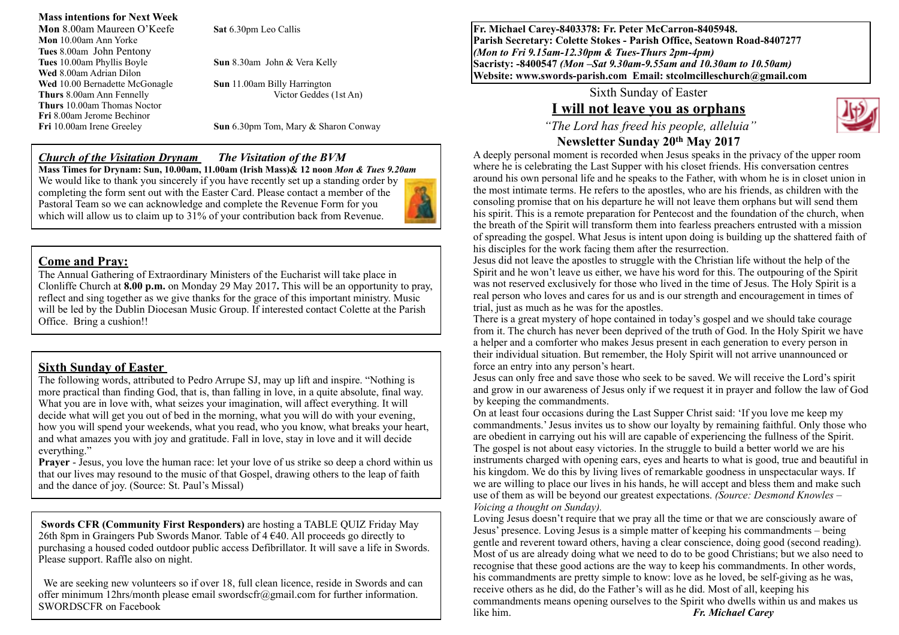**Mass intentions for Next Week**

**Mon** 8.00am Maureen O'Keefe
**Mon** 10.00am Ann Yorke
**Tues** 8.00am John Pentony
**Tues** 10.00am Phyllis Boyle
**Wed** 8.00am Adrian Dilon
**Wed** 10.00 Bernadette McGonagle
**Thurs** 8.00am Ann Fennelly
**Thurs** 10.00am Thomas Noctor
**Fri** 8.00am Jerome Bechinor
**Fri** 10.00am Irene Greeley

**Sat** 6.30pm Leo Callis
**Sun** 8.30am John & Vera Kelly
**Sun** 11.00am Billy Harrington
Victor Geddes (1st An)
**Sun** 6.30pm Tom, Mary & Sharon Conway

## ***Church of the Visitation Drynam*** *The Visitation of the BVM*

**Mass Times for Drynam: Sun, 10.00am, 11.00am (Irish Mass)& 12 noon** ***Mon & Tues 9.20am***

We would like to thank you sincerely if you have recently set up a standing order by completing the form sent out with the Easter Card. Please contact a member of the Pastoral Team so we can acknowledge and complete the Revenue Form for you which will allow us to claim up to 31% of your contribution back from Revenue.

## **Come and Pray:**

The Annual Gathering of Extraordinary Ministers of the Eucharist will take place in Clonliffe Church at **8.00 p.m.** on Monday 29 May 2017**.** This will be an opportunity to pray, reflect and sing together as we give thanks for the grace of this important ministry. Music will be led by the Dublin Diocesan Music Group. If interested contact Colette at the Parish Office. Bring a cushion!!

## **Sixth Sunday of Easter**

The following words, attributed to Pedro Arrupe SJ, may up lift and inspire. "Nothing is more practical than finding God, that is, than falling in love, in a quite absolute, final way. What you are in love with, what seizes your imagination, will affect everything. It will decide what will get you out of bed in the morning, what you will do with your evening, how you will spend your weekends, what you read, who you know, what breaks your heart, and what amazes you with joy and gratitude. Fall in love, stay in love and it will decide everything."

**Prayer** - Jesus, you love the human race: let your love of us strike so deep a chord within us that our lives may resound to the music of that Gospel, drawing others to the leap of faith and the dance of joy. (Source: St. Paul's Missal)

**Swords CFR (Community First Responders)** are hosting a TABLE QUIZ Friday May 26th 8pm in Graingers Pub Swords Manor. Table of 4 €40. All proceeds go directly to purchasing a housed coded outdoor public access Defibrillator. It will save a life in Swords. Please support. Raffle also on night.

We are seeking new volunteers so if over 18, full clean licence, reside in Swords and can offer minimum 12hrs/month please email swordscfr@gmail.com for further information. SWORDSCFR on Facebook

**Fr. Michael Carey-8403378: Fr. Peter McCarron-8405948.**
**Parish Secretary: Colette Stokes - Parish Office, Seatown Road-8407277**
***(Mon to Fri 9.15am-12.30pm & Tues-Thurs 2pm-4pm)***
**Sacristy: -8400547** ***(Mon –Sat 9.30am-9.55am and 10.30am to 10.50am)***
**Website: www.swords-parish.com Email: stcolmcilleschurch@gmail.com**

Sixth Sunday of Easter

# **I will not leave you as orphans**

*"The Lord has freed his people, alleluia"*

**Newsletter Sunday 20th May 2017**

A deeply personal moment is recorded when Jesus speaks in the privacy of the upper room where he is celebrating the Last Supper with his closet friends. His conversation centres around his own personal life and he speaks to the Father, with whom he is in closet union in the most intimate terms. He refers to the apostles, who are his friends, as children with the consoling promise that on his departure he will not leave them orphans but will send them his spirit. This is a remote preparation for Pentecost and the foundation of the church, when the breath of the Spirit will transform them into fearless preachers entrusted with a mission of spreading the gospel. What Jesus is intent upon doing is building up the shattered faith of his disciples for the work facing them after the resurrection.

Jesus did not leave the apostles to struggle with the Christian life without the help of the Spirit and he won't leave us either, we have his word for this. The outpouring of the Spirit was not reserved exclusively for those who lived in the time of Jesus. The Holy Spirit is a real person who loves and cares for us and is our strength and encouragement in times of trial, just as much as he was for the apostles.

There is a great mystery of hope contained in today's gospel and we should take courage from it. The church has never been deprived of the truth of God. In the Holy Spirit we have a helper and a comforter who makes Jesus present in each generation to every person in their individual situation. But remember, the Holy Spirit will not arrive unannounced or force an entry into any person's heart.

Jesus can only free and save those who seek to be saved. We will receive the Lord's spirit and grow in our awareness of Jesus only if we request it in prayer and follow the law of God by keeping the commandments.

On at least four occasions during the Last Supper Christ said: 'If you love me keep my commandments.' Jesus invites us to show our loyalty by remaining faithful. Only those who are obedient in carrying out his will are capable of experiencing the fullness of the Spirit. The gospel is not about easy victories. In the struggle to build a better world we are his instruments charged with opening ears, eyes and hearts to what is good, true and beautiful in his kingdom. We do this by living lives of remarkable goodness in unspectacular ways. If we are willing to place our lives in his hands, he will accept and bless them and make such use of them as will be beyond our greatest expectations. *(Source: Desmond Knowles – Voicing a thought on Sunday).*

Loving Jesus doesn't require that we pray all the time or that we are consciously aware of Jesus' presence. Loving Jesus is a simple matter of keeping his commandments – being gentle and reverent toward others, having a clear conscience, doing good (second reading). Most of us are already doing what we need to do to be good Christians; but we also need to recognise that these good actions are the way to keep his commandments. In other words, his commandments are pretty simple to know: love as he loved, be self-giving as he was, receive others as he did, do the Father's will as he did. Most of all, keeping his commandments means opening ourselves to the Spirit who dwells within us and makes us like him.

***Fr. Michael Carey***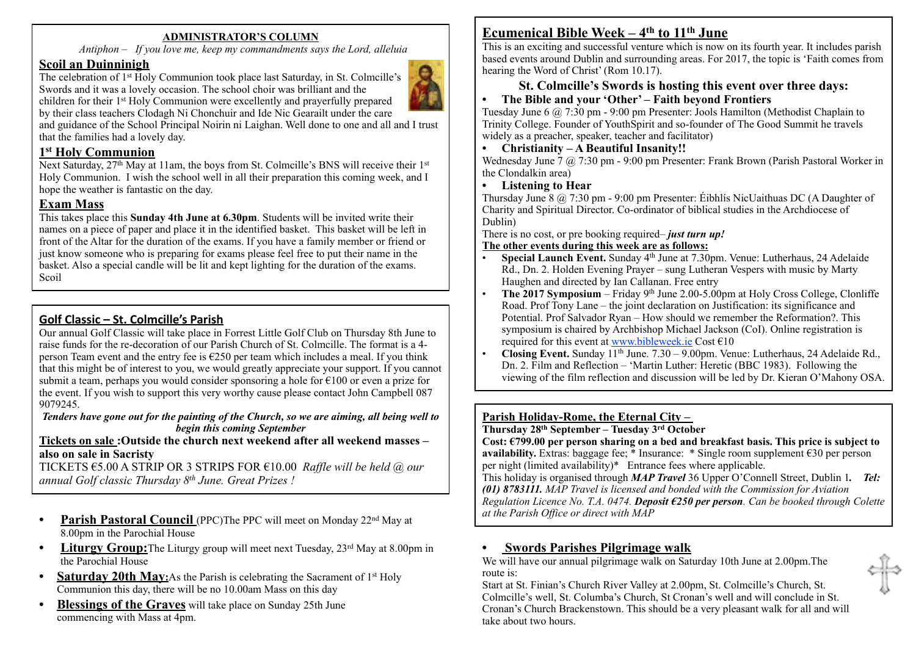## ADMINISTRATOR'S COLUMN

*Antiphon – If you love me, keep my commandments says the Lord, alleluia*

### Scoil an Duinninigh

The celebration of 1st Holy Communion took place last Saturday, in St. Colmcille's Swords and it was a lovely occasion. The school choir was brilliant and the children for their 1st Holy Communion were excellently and prayerfully prepared by their class teachers Clodagh Ni Chonchuir and Ide Nic Gearailt under the care and guidance of the School Principal Noirin ni Laighan. Well done to one and all and I trust that the families had a lovely day.

### 1st Holy Communion

Next Saturday, 27th May at 11am, the boys from St. Colmcille's BNS will receive their 1st Holy Communion. I wish the school well in all their preparation this coming week, and I hope the weather is fantastic on the day.

### Exam Mass

This takes place this **Sunday 4th June at 6.30pm**. Students will be invited write their names on a piece of paper and place it in the identified basket. This basket will be left in front of the Altar for the duration of the exams. If you have a family member or friend or just know someone who is preparing for exams please feel free to put their name in the basket. Also a special candle will be lit and kept lighting for the duration of the exams. Scoil

## Golf Classic – St. Colmcille's Parish

Our annual Golf Classic will take place in Forrest Little Golf Club on Thursday 8th June to raise funds for the re-decoration of our Parish Church of St. Colmcille. The format is a 4-person Team event and the entry fee is €250 per team which includes a meal. If you think that this might be of interest to you, we would greatly appreciate your support. If you cannot submit a team, perhaps you would consider sponsoring a hole for €100 or even a prize for the event. If you wish to support this very worthy cause please contact John Campbell 087 9079245.

***Tenders have gone out for the painting of the Church, so we are aiming, all being well to begin this coming September***

**Tickets on sale :Outside the church next weekend after all weekend masses – also on sale in Sacristy**

TICKETS €5.00 A STRIP OR 3 STRIPS FOR €10.00 *Raffle will be held @ our annual Golf classic Thursday 8th June. Great Prizes !*

- **Parish Pastoral Council** (PPC)The PPC will meet on Monday 22nd May at 8.00pm in the Parochial House
- **Liturgy Group:**The Liturgy group will meet next Tuesday, 23rd May at 8.00pm in the Parochial House
- **Saturday 20th May:**As the Parish is celebrating the Sacrament of 1st Holy Communion this day, there will be no 10.00am Mass on this day
- **Blessings of the Graves** will take place on Sunday 25th June commencing with Mass at 4pm.

## Ecumenical Bible Week – 4th to 11th June

This is an exciting and successful venture which is now on its fourth year. It includes parish based events around Dublin and surrounding areas. For 2017, the topic is 'Faith comes from hearing the Word of Christ' (Rom 10.17).

### St. Colmcille's Swords is hosting this event over three days:

- **The Bible and your 'Other' – Faith beyond Frontiers**

Tuesday June 6 @ 7:30 pm - 9:00 pm Presenter: Jools Hamilton (Methodist Chaplain to Trinity College. Founder of YouthSpirit and so-founder of The Good Summit he travels widely as a preacher, speaker, teacher and facilitator)

- **Christianity – A Beautiful Insanity!!**

Wednesday June 7 @ 7:30 pm - 9:00 pm Presenter: Frank Brown (Parish Pastoral Worker in the Clondalkin area)

- **Listening to Hear**

Thursday June 8 @ 7:30 pm - 9:00 pm Presenter: Éibhlís NicUaithuas DC (A Daughter of Charity and Spiritual Director. Co-ordinator of biblical studies in the Archdiocese of Dublin)

There is no cost, or pre booking required– ***just turn up!***

**The other events during this week are as follows:**

- **Special Launch Event.** Sunday 4th June at 7.30pm. Venue: Lutherhaus, 24 Adelaide Rd., Dn. 2. Holden Evening Prayer – sung Lutheran Vespers with music by Marty Haughen and directed by Ian Callanan. Free entry
- **The 2017 Symposium** – Friday 9th June 2.00-5.00pm at Holy Cross College, Clonliffe Road. Prof Tony Lane – the joint declaration on Justification: its significance and Potential. Prof Salvador Ryan – How should we remember the Reformation?. This symposium is chaired by Archbishop Michael Jackson (CoI). Online registration is required for this event at www.bibleweek.ie Cost €10
- **Closing Event.** Sunday 11th June. 7.30 – 9.00pm. Venue: Lutherhaus, 24 Adelaide Rd., Dn. 2. Film and Reflection – 'Martin Luther: Heretic (BBC 1983). Following the viewing of the film reflection and discussion will be led by Dr. Kieran O'Mahony OSA.

## Parish Holiday-Rome, the Eternal City –

**Thursday 28th September – Tuesday 3rd October**

**Cost: €799.00 per person sharing on a bed and breakfast basis. This price is subject to availability.** Extras: baggage fee; * Insurance: * Single room supplement €30 per person per night (limited availability)* Entrance fees where applicable.

This holiday is organised through ***MAP Travel*** 36 Upper O'Connell Street, Dublin 1**.** ***Tel: (01) 8783111.*** *MAP Travel is licensed and bonded with the Commission for Aviation Regulation Licence No. T.A. 0474.* ***Deposit €250 per person****. Can be booked through Colette at the Parish Office or direct with MAP*

- **Swords Parishes Pilgrimage walk**

We will have our annual pilgrimage walk on Saturday 10th June at 2.00pm.The route is:

Start at St. Finian's Church River Valley at 2.00pm, St. Colmcille's Church, St. Colmcille's well, St. Columba's Church, St Cronan's well and will conclude in St. Cronan's Church Brackenstown. This should be a very pleasant walk for all and will take about two hours.